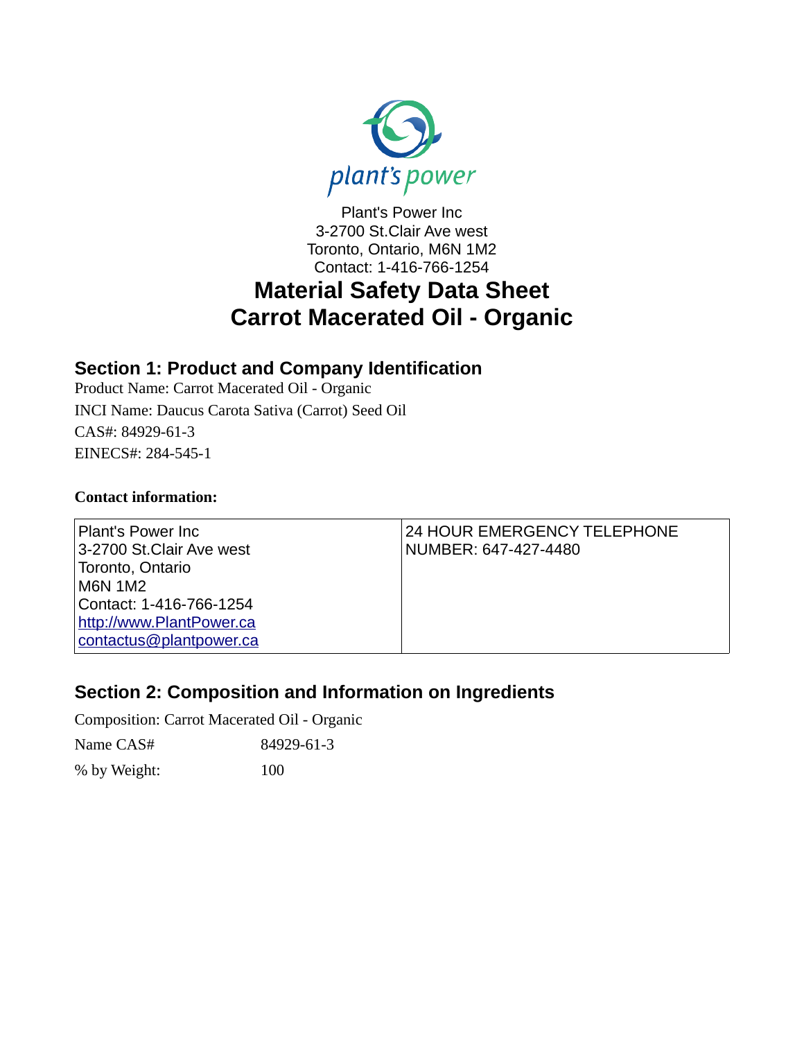Plant's Power Inc
3-2700 St.Clair Ave west
Toronto, Ontario, M6N 1M2
Contact: 1-416-766-1254

# Material Safety Data Sheet
# Carrot Macerated Oil - Organic

## Section 1: Product and Company Identification

Product Name: Carrot Macerated Oil - Organic

INCI Name: Daucus Carota Sativa (Carrot) Seed Oil

CAS#: 84929-61-3

EINECS#: 284-545-1

**Contact information:**

| Plant's Power Inc<br>3-2700 St.Clair Ave west<br>Toronto, Ontario<br>M6N 1M2<br>Contact: 1-416-766-1254<br>http://www.PlantPower.ca<br>contactus@plantpower.ca | 24 HOUR EMERGENCY TELEPHONE NUMBER: 647-427-4480 |
|---|---|

## Section 2: Composition and Information on Ingredients

Composition: Carrot Macerated Oil - Organic

| Name CAS# | 84929-61-3 |
|---|---|
| % by Weight: | 100 |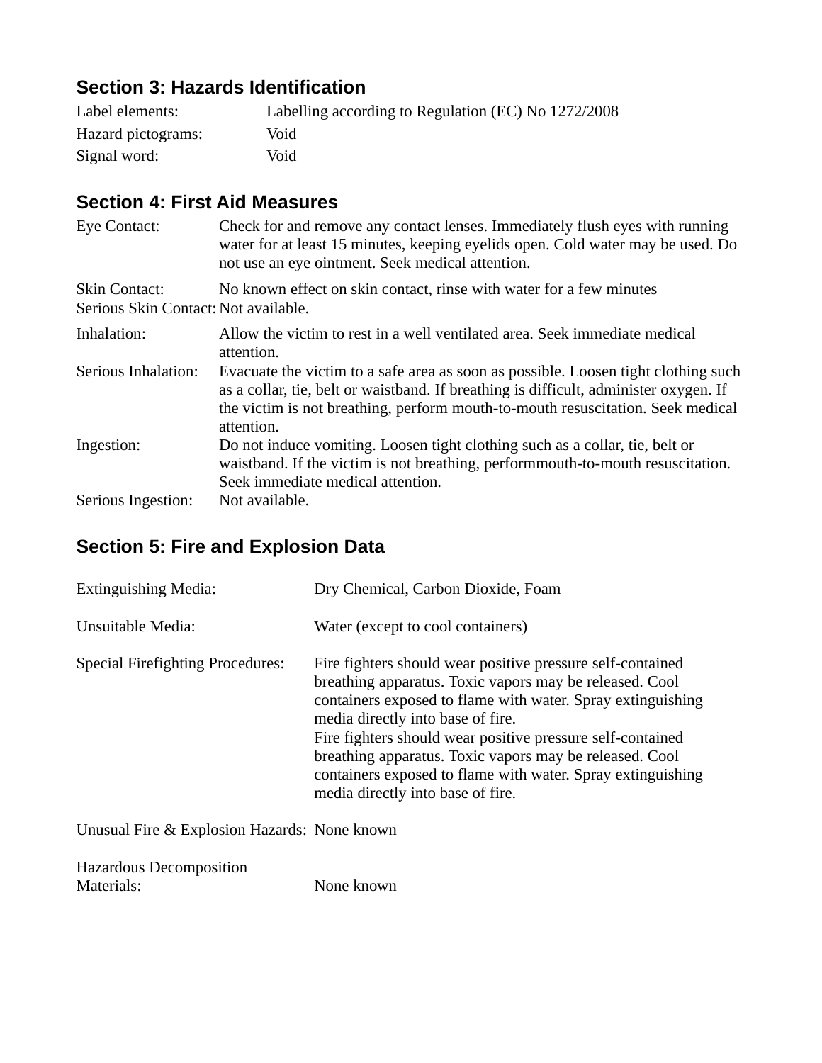## Section 3: Hazards Identification

| | |
|---|---|
| Label elements: | Labelling according to Regulation (EC) No 1272/2008 |
| Hazard pictograms: | Void |
| Signal word: | Void |

## Section 4: First Aid Measures

| | |
|---|---|
| Eye Contact: | Check for and remove any contact lenses. Immediately flush eyes with running water for at least 15 minutes, keeping eyelids open. Cold water may be used. Do not use an eye ointment. Seek medical attention. |
| Skin Contact: | No known effect on skin contact, rinse with water for a few minutes |
| Serious Skin Contact: | Not available. |
| Inhalation: | Allow the victim to rest in a well ventilated area. Seek immediate medical attention. |
| Serious Inhalation: | Evacuate the victim to a safe area as soon as possible. Loosen tight clothing such as a collar, tie, belt or waistband. If breathing is difficult, administer oxygen. If the victim is not breathing, perform mouth-to-mouth resuscitation. Seek medical attention. |
| Ingestion: | Do not induce vomiting. Loosen tight clothing such as a collar, tie, belt or waistband. If the victim is not breathing, performmouth-to-mouth resuscitation. Seek immediate medical attention. |
| Serious Ingestion: | Not available. |

## Section 5: Fire and Explosion Data

| | |
|---|---|
| Extinguishing Media: | Dry Chemical, Carbon Dioxide, Foam |
| Unsuitable Media: | Water (except to cool containers) |
| Special Firefighting Procedures: | Fire fighters should wear positive pressure self-contained breathing apparatus. Toxic vapors may be released. Cool containers exposed to flame with water. Spray extinguishing media directly into base of fire. Fire fighters should wear positive pressure self-contained breathing apparatus. Toxic vapors may be released. Cool containers exposed to flame with water. Spray extinguishing media directly into base of fire. |
| Unusual Fire & Explosion Hazards: | None known |
| Hazardous Decomposition Materials: | None known |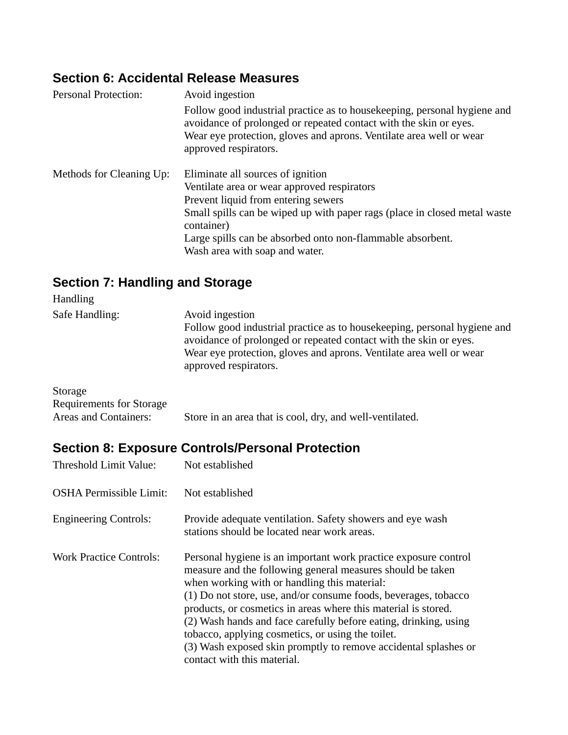## Section 6: Accidental Release Measures

Personal Protection: Avoid ingestion

Follow good industrial practice as to housekeeping, personal hygiene and avoidance of prolonged or repeated contact with the skin or eyes.
Wear eye protection, gloves and aprons. Ventilate area well or wear approved respirators.

Methods for Cleaning Up: Eliminate all sources of ignition
Ventilate area or wear approved respirators
Prevent liquid from entering sewers
Small spills can be wiped up with paper rags (place in closed metal waste container)
Large spills can be absorbed onto non-flammable absorbent.
Wash area with soap and water.

## Section 7: Handling and Storage

Handling

Safe Handling: Avoid ingestion
Follow good industrial practice as to housekeeping, personal hygiene and avoidance of prolonged or repeated contact with the skin or eyes.
Wear eye protection, gloves and aprons. Ventilate area well or wear approved respirators.

Storage
Requirements for Storage
Areas and Containers: Store in an area that is cool, dry, and well-ventilated.

## Section 8: Exposure Controls/Personal Protection

Threshold Limit Value: Not established

OSHA Permissible Limit: Not established

Engineering Controls: Provide adequate ventilation. Safety showers and eye wash stations should be located near work areas.

Work Practice Controls: Personal hygiene is an important work practice exposure control measure and the following general measures should be taken when working with or handling this material:
(1) Do not store, use, and/or consume foods, beverages, tobacco products, or cosmetics in areas where this material is stored.
(2) Wash hands and face carefully before eating, drinking, using tobacco, applying cosmetics, or using the toilet.
(3) Wash exposed skin promptly to remove accidental splashes or contact with this material.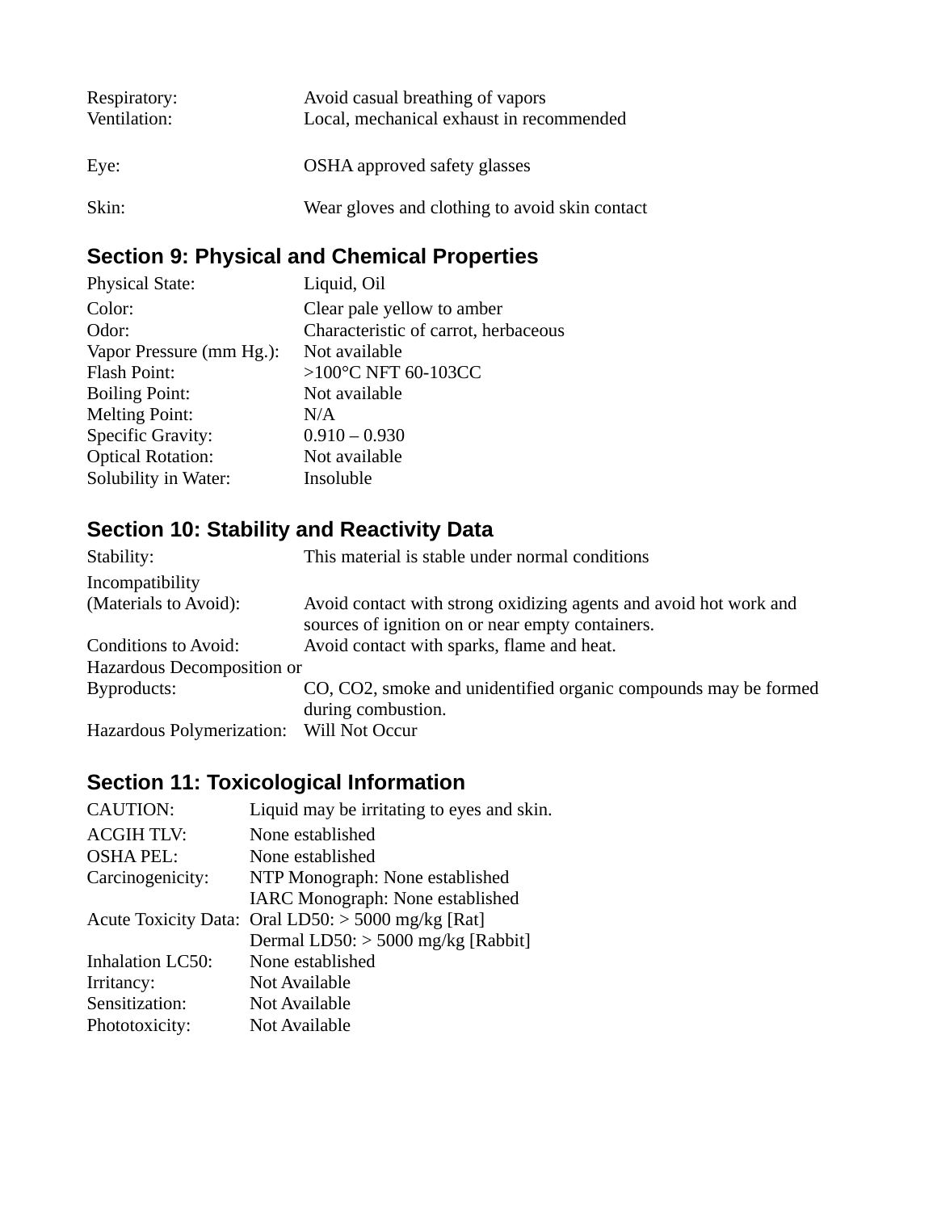| | |
|---|---|
| Respiratory: | Avoid casual breathing of vapors |
| Ventilation: | Local, mechanical exhaust in recommended |
| Eye: | OSHA approved safety glasses |
| Skin: | Wear gloves and clothing to avoid skin contact |

## Section 9: Physical and Chemical Properties

| | |
|---|---|
| Physical State: | Liquid, Oil |
| Color: | Clear pale yellow to amber |
| Odor: | Characteristic of carrot, herbaceous |
| Vapor Pressure (mm Hg.): | Not available |
| Flash Point: | >100°C NFT 60-103CC |
| Boiling Point: | Not available |
| Melting Point: | N/A |
| Specific Gravity: | 0.910 – 0.930 |
| Optical Rotation: | Not available |
| Solubility in Water: | Insoluble |

## Section 10: Stability and Reactivity Data

| | |
|---|---|
| Stability: | This material is stable under normal conditions |
| Incompatibility (Materials to Avoid): | Avoid contact with strong oxidizing agents and avoid hot work and sources of ignition on or near empty containers. |
| Conditions to Avoid: | Avoid contact with sparks, flame and heat. |
| Hazardous Decomposition or Byproducts: | CO, $CO_2$, smoke and unidentified organic compounds may be formed during combustion. |
| Hazardous Polymerization: | Will Not Occur |

## Section 11: Toxicological Information

| | |
|---|---|
| CAUTION: | Liquid may be irritating to eyes and skin. |
| ACGIH TLV: | None established |
| OSHA PEL: | None established |
| Carcinogenicity: | NTP Monograph: None established |
| | IARC Monograph: None established |
| Acute Toxicity Data: | Oral LD50: > 5000 mg/kg [Rat] |
| | Dermal LD50: > 5000 mg/kg [Rabbit] |
| Inhalation LC50: | None established |
| Irritancy: | Not Available |
| Sensitization: | Not Available |
| Phototoxicity: | Not Available |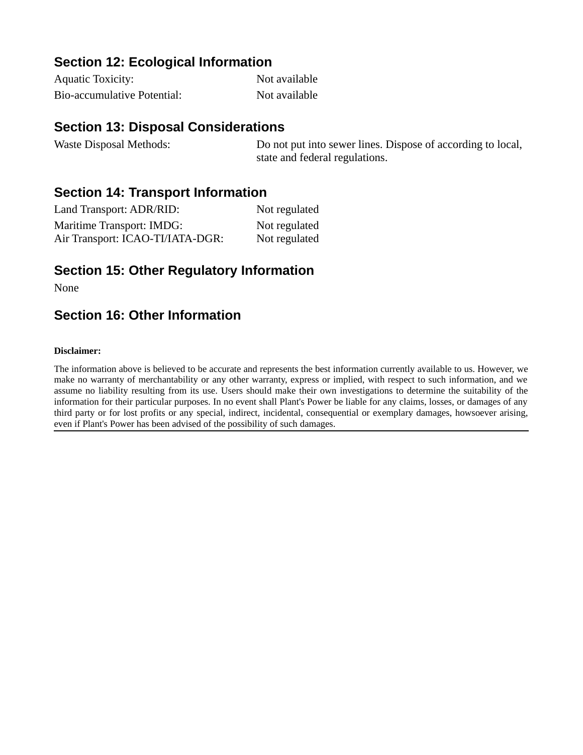## Section 12: Ecological Information

| | |
|---|---|
| Aquatic Toxicity: | Not available |
| Bio-accumulative Potential: | Not available |

## Section 13: Disposal Considerations

| | |
|---|---|
| Waste Disposal Methods: | Do not put into sewer lines. Dispose of according to local, state and federal regulations. |

## Section 14: Transport Information

| | |
|---|---|
| Land Transport: ADR/RID: | Not regulated |
| Maritime Transport: IMDG: | Not regulated |
| Air Transport: ICAO-TI/IATA-DGR: | Not regulated |

## Section 15: Other Regulatory Information

None

## Section 16: Other Information

**Disclaimer:**

The information above is believed to be accurate and represents the best information currently available to us. However, we make no warranty of merchantability or any other warranty, express or implied, with respect to such information, and we assume no liability resulting from its use. Users should make their own investigations to determine the suitability of the information for their particular purposes. In no event shall Plant's Power be liable for any claims, losses, or damages of any third party or for lost profits or any special, indirect, incidental, consequential or exemplary damages, howsoever arising, even if Plant's Power has been advised of the possibility of such damages.